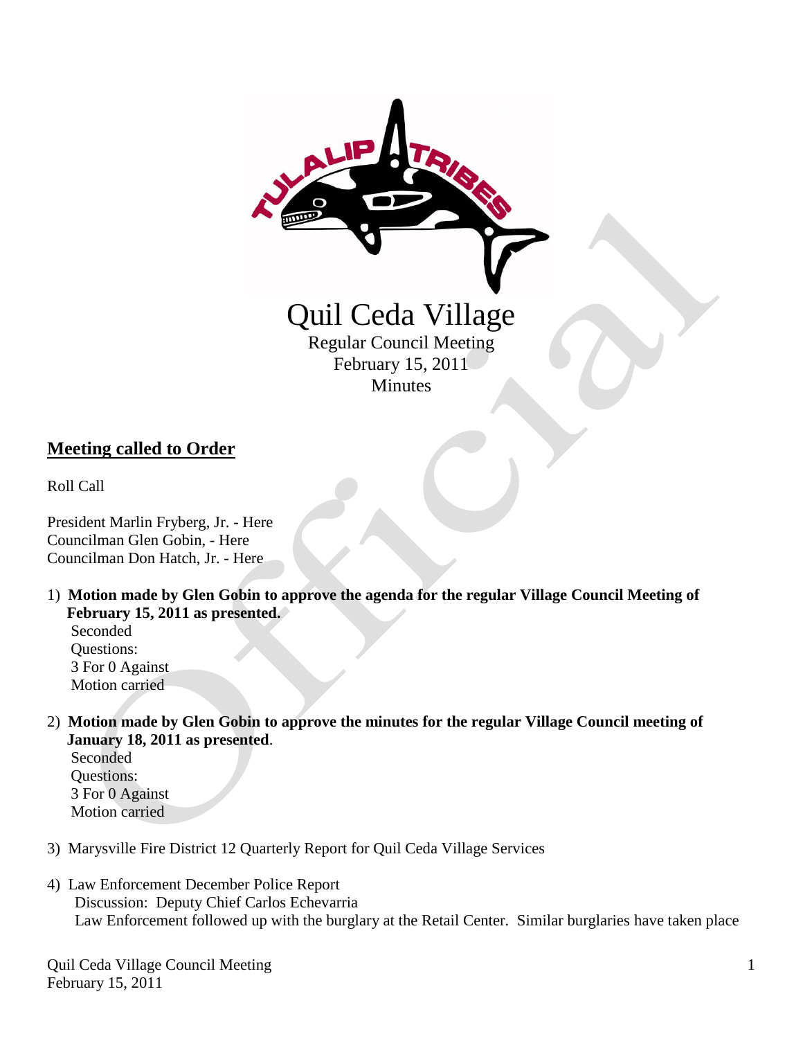# Quil Ceda Village

Regular Council Meeting
February 15, 2011
Minutes

## Meeting called to Order

Roll Call

President Marlin Fryberg, Jr. - Here
Councilman Glen Gobin, - Here
Councilman Don Hatch, Jr. - Here

1) **Motion made by Glen Gobin to approve the agenda for the regular Village Council Meeting of February 15, 2011 as presented.**
   Seconded
   Questions:
   3 For 0 Against
   Motion carried

2) **Motion made by Glen Gobin to approve the minutes for the regular Village Council meeting of January 18, 2011 as presented**.
   Seconded
   Questions:
   3 For 0 Against
   Motion carried

3) Marysville Fire District 12 Quarterly Report for Quil Ceda Village Services

4) Law Enforcement December Police Report
   Discussion: Deputy Chief Carlos Echevarria
   Law Enforcement followed up with the burglary at the Retail Center. Similar burglaries have taken place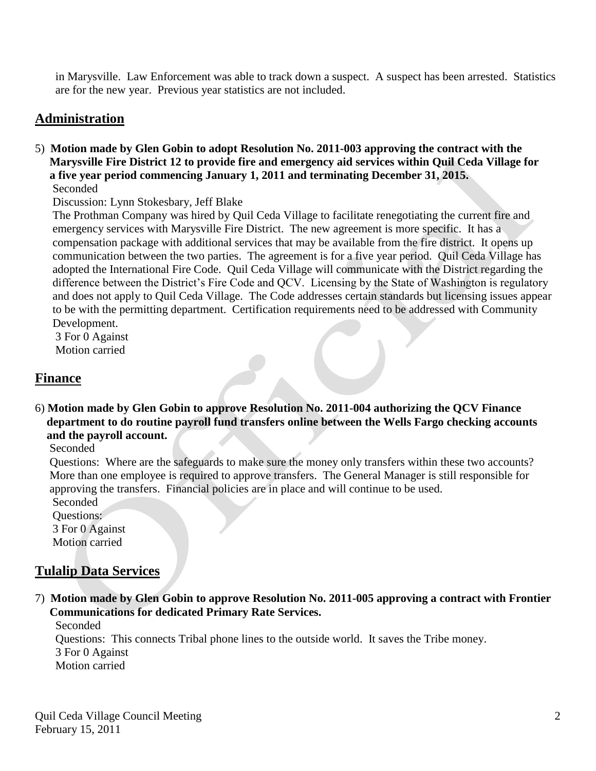in Marysville. Law Enforcement was able to track down a suspect. A suspect has been arrested. Statistics are for the new year. Previous year statistics are not included.

## Administration

5) **Motion made by Glen Gobin to adopt Resolution No. 2011-003 approving the contract with the Marysville Fire District 12 to provide fire and emergency aid services within Quil Ceda Village for a five year period commencing January 1, 2011 and terminating December 31, 2015.**

Seconded

Discussion: Lynn Stokesbary, Jeff Blake

The Prothman Company was hired by Quil Ceda Village to facilitate renegotiating the current fire and emergency services with Marysville Fire District. The new agreement is more specific. It has a compensation package with additional services that may be available from the fire district. It opens up communication between the two parties. The agreement is for a five year period. Quil Ceda Village has adopted the International Fire Code. Quil Ceda Village will communicate with the District regarding the difference between the District's Fire Code and QCV. Licensing by the State of Washington is regulatory and does not apply to Quil Ceda Village. The Code addresses certain standards but licensing issues appear to be with the permitting department. Certification requirements need to be addressed with Community Development.

3 For 0 Against

Motion carried

## Finance

6) **Motion made by Glen Gobin to approve Resolution No. 2011-004 authorizing the QCV Finance department to do routine payroll fund transfers online between the Wells Fargo checking accounts and the payroll account.**

Seconded

Questions: Where are the safeguards to make sure the money only transfers within these two accounts? More than one employee is required to approve transfers. The General Manager is still responsible for approving the transfers. Financial policies are in place and will continue to be used.

Seconded

Questions:

3 For 0 Against

Motion carried

## Tulalip Data Services

7) **Motion made by Glen Gobin to approve Resolution No. 2011-005 approving a contract with Frontier Communications for dedicated Primary Rate Services.**

Seconded

Questions: This connects Tribal phone lines to the outside world. It saves the Tribe money.

3 For 0 Against

Motion carried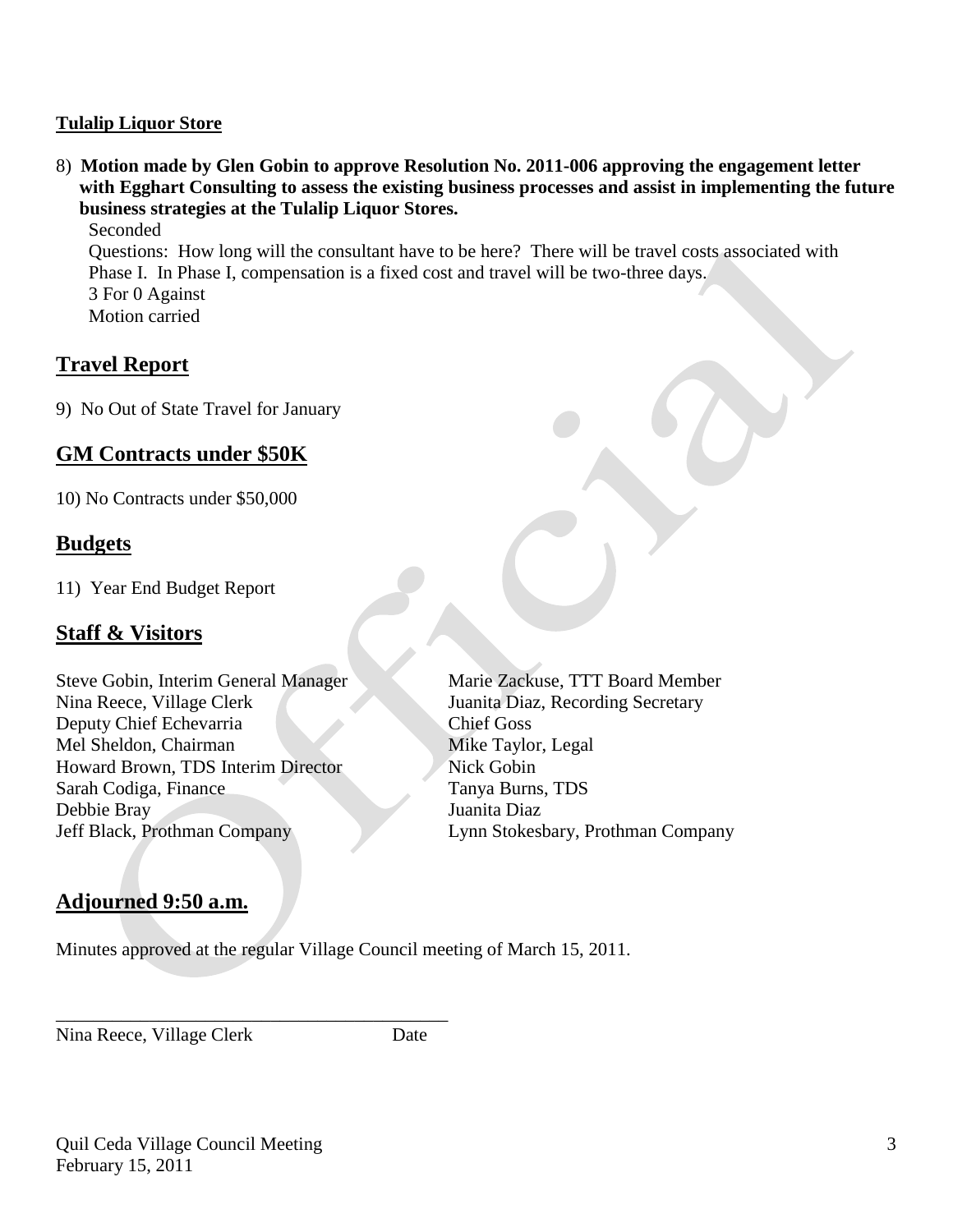**Tulalip Liquor Store**

8) **Motion made by Glen Gobin to approve Resolution No. 2011-006 approving the engagement letter with Egghart Consulting to assess the existing business processes and assist in implementing the future business strategies at the Tulalip Liquor Stores.**

Seconded

Questions: How long will the consultant have to be here? There will be travel costs associated with Phase I. In Phase I, compensation is a fixed cost and travel will be two-three days.

3 For 0 Against

Motion carried

## Travel Report

9) No Out of State Travel for January

## GM Contracts under $50K

10) No Contracts under $50,000

## Budgets

11) Year End Budget Report

## Staff & Visitors

Steve Gobin, Interim General Manager
Nina Reece, Village Clerk
Deputy Chief Echevarria
Mel Sheldon, Chairman
Howard Brown, TDS Interim Director
Sarah Codiga, Finance
Debbie Bray
Jeff Black, Prothman Company
Marie Zackuse, TTT Board Member
Juanita Diaz, Recording Secretary
Chief Goss
Mike Taylor, Legal
Nick Gobin
Tanya Burns, TDS
Juanita Diaz
Lynn Stokesbary, Prothman Company

## Adjourned 9:50 a.m.

Minutes approved at the regular Village Council meeting of March 15, 2011.

______________________________________________

Nina Reece, Village Clerk Date